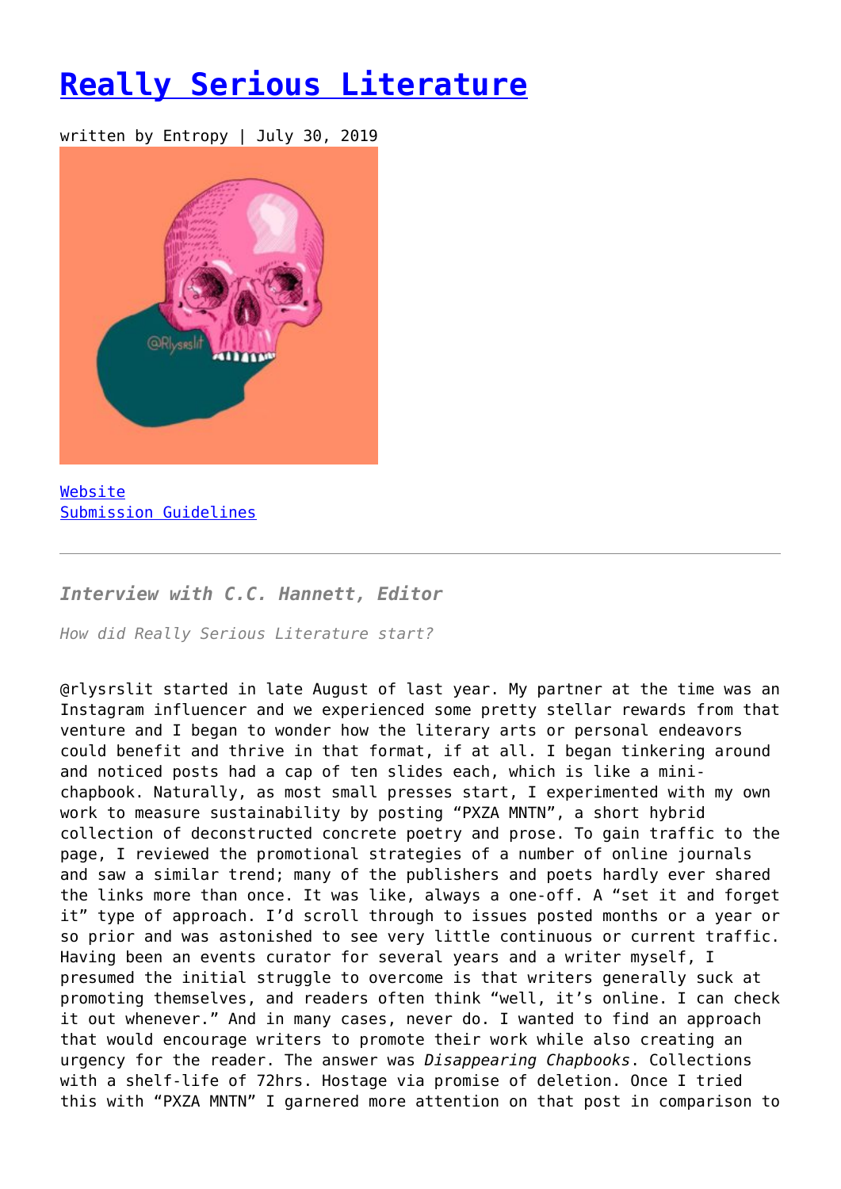# [Really Serious Literature]

written by Entropy | July 30, 2019

[Website]
[Submission Guidelines]

---

### *Interview with C.C. Hannett, Editor*

*How did Really Serious Literature start?*

@rlysrslit started in late August of last year. My partner at the time was an Instagram influencer and we experienced some pretty stellar rewards from that venture and I began to wonder how the literary arts or personal endeavors could benefit and thrive in that format, if at all. I began tinkering around and noticed posts had a cap of ten slides each, which is like a mini-chapbook. Naturally, as most small presses start, I experimented with my own work to measure sustainability by posting "PXZA MNTN", a short hybrid collection of deconstructed concrete poetry and prose. To gain traffic to the page, I reviewed the promotional strategies of a number of online journals and saw a similar trend; many of the publishers and poets hardly ever shared the links more than once. It was like, always a one-off. A "set it and forget it" type of approach. I'd scroll through to issues posted months or a year or so prior and was astonished to see very little continuous or current traffic. Having been an events curator for several years and a writer myself, I presumed the initial struggle to overcome is that writers generally suck at promoting themselves, and readers often think "well, it's online. I can check it out whenever." And in many cases, never do. I wanted to find an approach that would encourage writers to promote their work while also creating an urgency for the reader. The answer was *Disappearing Chapbooks*. Collections with a shelf-life of 72hrs. Hostage via promise of deletion. Once I tried this with "PXZA MNTN" I garnered more attention on that post in comparison to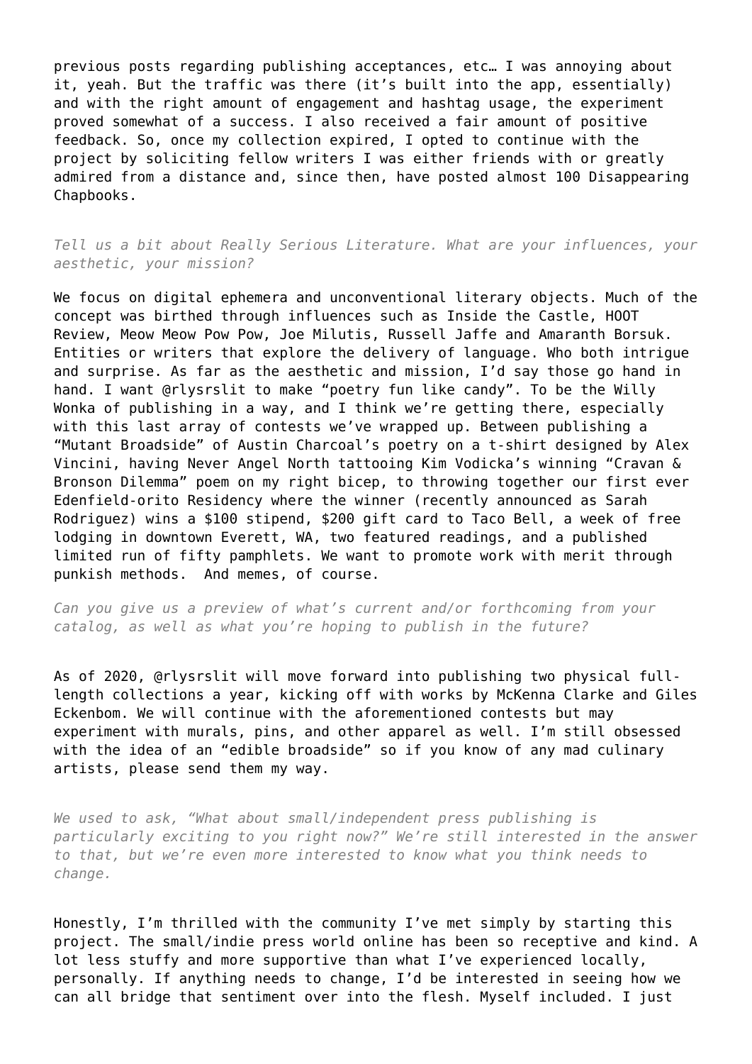previous posts regarding publishing acceptances, etc… I was annoying about it, yeah. But the traffic was there (it's built into the app, essentially) and with the right amount of engagement and hashtag usage, the experiment proved somewhat of a success. I also received a fair amount of positive feedback. So, once my collection expired, I opted to continue with the project by soliciting fellow writers I was either friends with or greatly admired from a distance and, since then, have posted almost 100 Disappearing Chapbooks.

*Tell us a bit about Really Serious Literature. What are your influences, your aesthetic, your mission?*

We focus on digital ephemera and unconventional literary objects. Much of the concept was birthed through influences such as Inside the Castle, HOOT Review, Meow Meow Pow Pow, Joe Milutis, Russell Jaffe and Amaranth Borsuk. Entities or writers that explore the delivery of language. Who both intrigue and surprise. As far as the aesthetic and mission, I'd say those go hand in hand. I want @rlysrslit to make "poetry fun like candy". To be the Willy Wonka of publishing in a way, and I think we're getting there, especially with this last array of contests we've wrapped up. Between publishing a "Mutant Broadside" of Austin Charcoal's poetry on a t-shirt designed by Alex Vincini, having Never Angel North tattooing Kim Vodicka's winning "Cravan & Bronson Dilemma" poem on my right bicep, to throwing together our first ever Edenfield-orito Residency where the winner (recently announced as Sarah Rodriguez) wins a $100 stipend, $200 gift card to Taco Bell, a week of free lodging in downtown Everett, WA, two featured readings, and a published limited run of fifty pamphlets. We want to promote work with merit through punkish methods. And memes, of course.

*Can you give us a preview of what's current and/or forthcoming from your catalog, as well as what you're hoping to publish in the future?*

As of 2020, @rlysrslit will move forward into publishing two physical full-length collections a year, kicking off with works by McKenna Clarke and Giles Eckenbom. We will continue with the aforementioned contests but may experiment with murals, pins, and other apparel as well. I'm still obsessed with the idea of an "edible broadside" so if you know of any mad culinary artists, please send them my way.

*We used to ask, "What about small/independent press publishing is particularly exciting to you right now?" We're still interested in the answer to that, but we're even more interested to know what you think needs to change.*

Honestly, I'm thrilled with the community I've met simply by starting this project. The small/indie press world online has been so receptive and kind. A lot less stuffy and more supportive than what I've experienced locally, personally. If anything needs to change, I'd be interested in seeing how we can all bridge that sentiment over into the flesh. Myself included. I just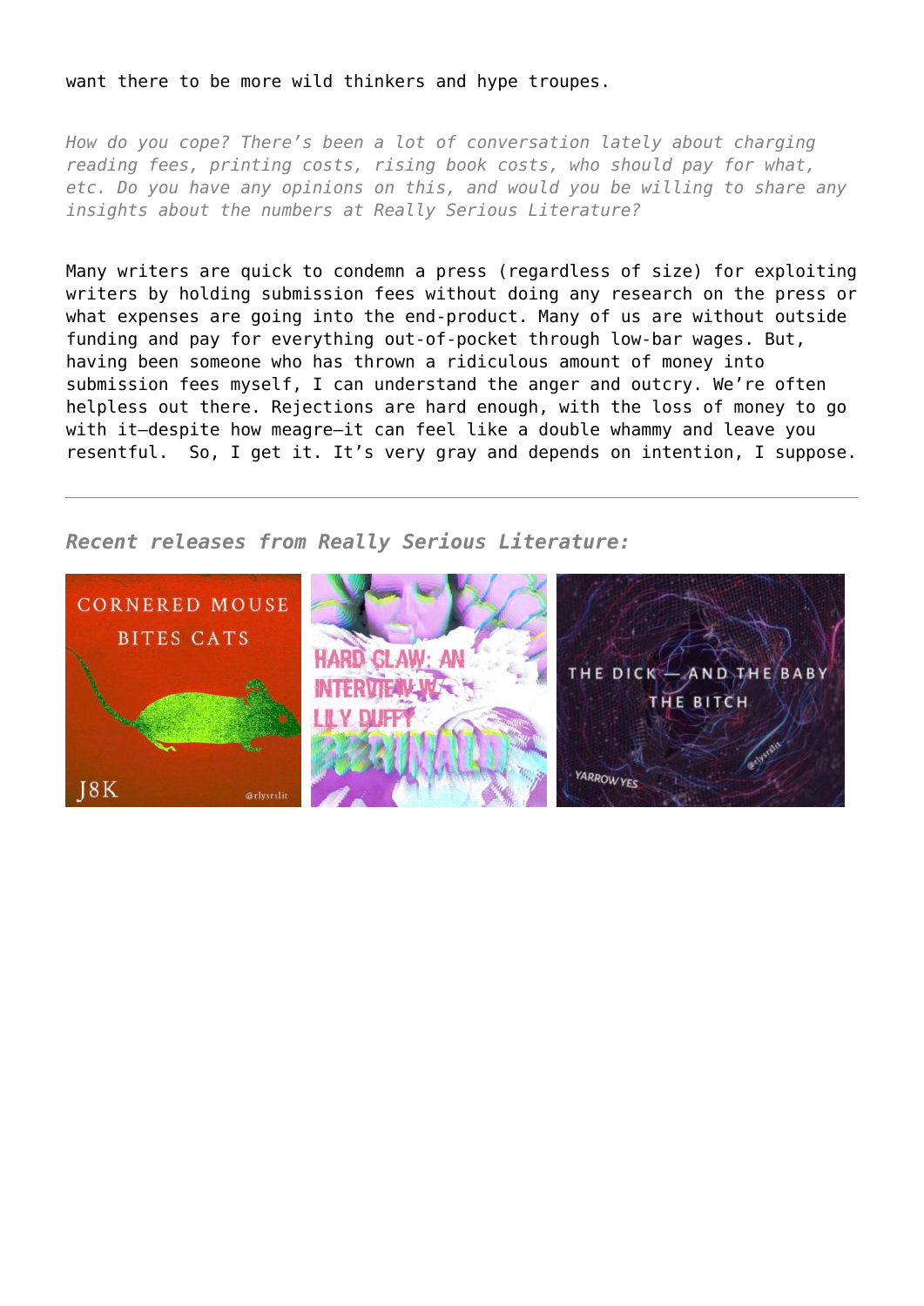want there to be more wild thinkers and hype troupes.

*How do you cope? There's been a lot of conversation lately about charging reading fees, printing costs, rising book costs, who should pay for what, etc. Do you have any opinions on this, and would you be willing to share any insights about the numbers at Really Serious Literature?*

Many writers are quick to condemn a press (regardless of size) for exploiting writers by holding submission fees without doing any research on the press or what expenses are going into the end-product. Many of us are without outside funding and pay for everything out-of-pocket through low-bar wages. But, having been someone who has thrown a ridiculous amount of money into submission fees myself, I can understand the anger and outcry. We're often helpless out there. Rejections are hard enough, with the loss of money to go with it—despite how meagre—it can feel like a double whammy and leave you resentful. So, I get it. It's very gray and depends on intention, I suppose.

---

***Recent releases from Really Serious Literature:***